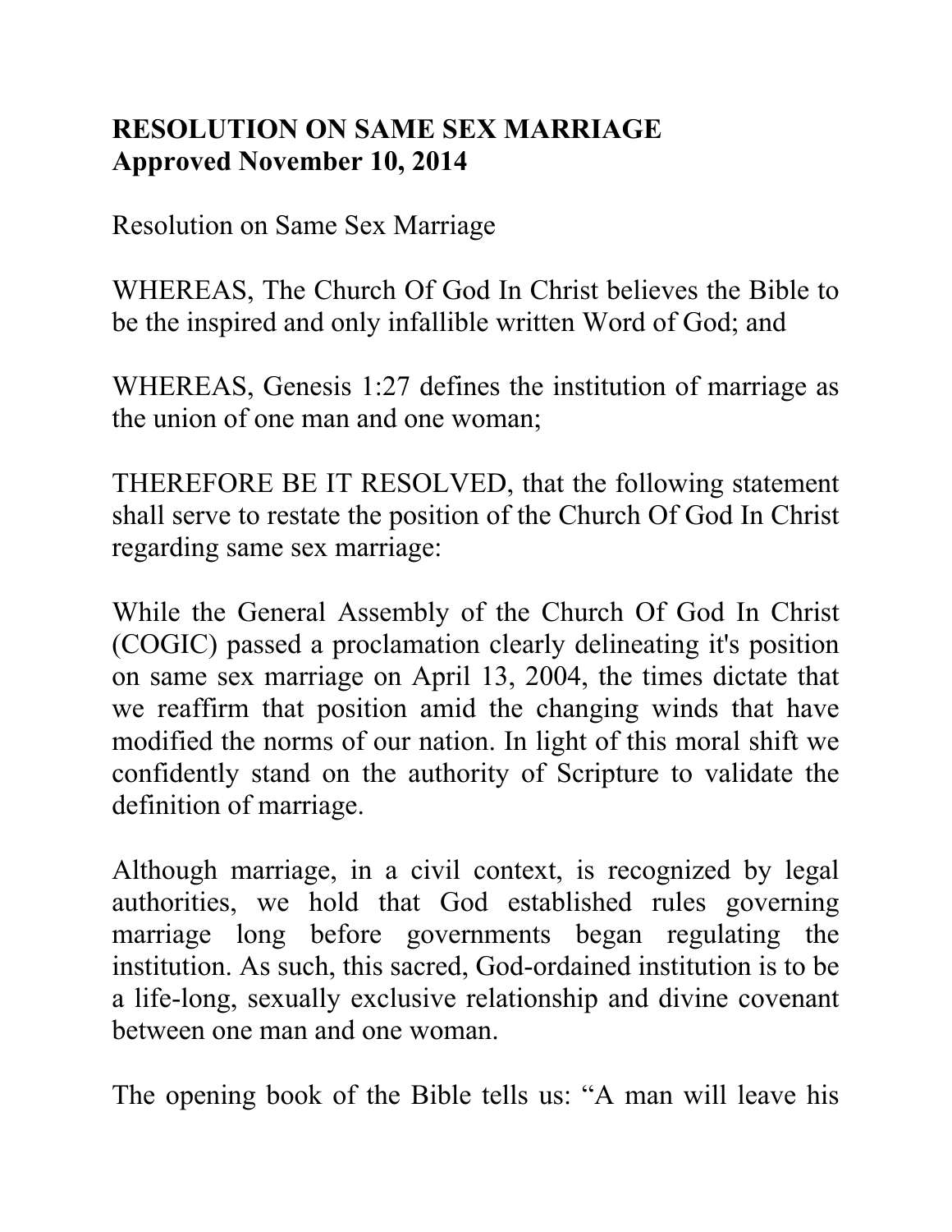**RESOLUTION ON SAME SEX MARRIAGE**
**Approved November 10, 2014**

Resolution on Same Sex Marriage

WHEREAS, The Church Of God In Christ believes the Bible to be the inspired and only infallible written Word of God; and

WHEREAS, Genesis 1:27 defines the institution of marriage as the union of one man and one woman;

THEREFORE BE IT RESOLVED, that the following statement shall serve to restate the position of the Church Of God In Christ regarding same sex marriage:

While the General Assembly of the Church Of God In Christ (COGIC) passed a proclamation clearly delineating it's position on same sex marriage on April 13, 2004, the times dictate that we reaffirm that position amid the changing winds that have modified the norms of our nation. In light of this moral shift we confidently stand on the authority of Scripture to validate the definition of marriage.

Although marriage, in a civil context, is recognized by legal authorities, we hold that God established rules governing marriage long before governments began regulating the institution. As such, this sacred, God-ordained institution is to be a life-long, sexually exclusive relationship and divine covenant between one man and one woman.

The opening book of the Bible tells us: "A man will leave his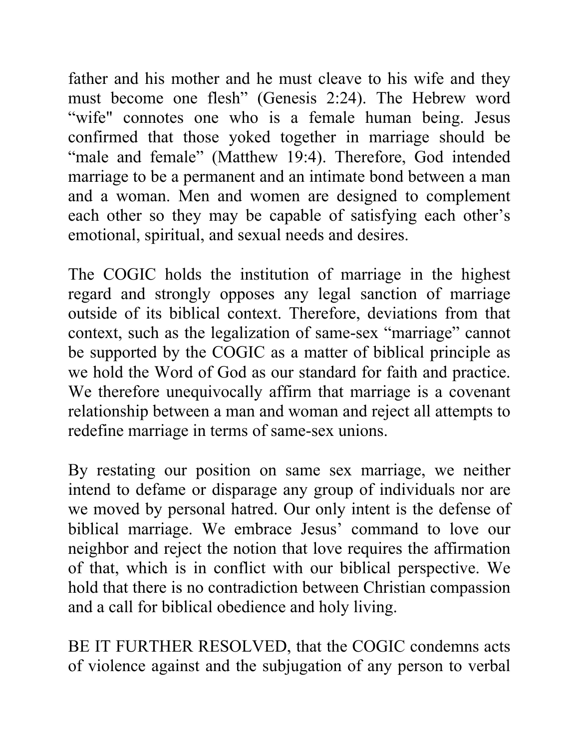father and his mother and he must cleave to his wife and they must become one flesh" (Genesis 2:24). The Hebrew word "wife" connotes one who is a female human being. Jesus confirmed that those yoked together in marriage should be "male and female" (Matthew 19:4). Therefore, God intended marriage to be a permanent and an intimate bond between a man and a woman. Men and women are designed to complement each other so they may be capable of satisfying each other's emotional, spiritual, and sexual needs and desires.

The COGIC holds the institution of marriage in the highest regard and strongly opposes any legal sanction of marriage outside of its biblical context. Therefore, deviations from that context, such as the legalization of same-sex "marriage" cannot be supported by the COGIC as a matter of biblical principle as we hold the Word of God as our standard for faith and practice. We therefore unequivocally affirm that marriage is a covenant relationship between a man and woman and reject all attempts to redefine marriage in terms of same-sex unions.

By restating our position on same sex marriage, we neither intend to defame or disparage any group of individuals nor are we moved by personal hatred. Our only intent is the defense of biblical marriage. We embrace Jesus' command to love our neighbor and reject the notion that love requires the affirmation of that, which is in conflict with our biblical perspective. We hold that there is no contradiction between Christian compassion and a call for biblical obedience and holy living.

BE IT FURTHER RESOLVED, that the COGIC condemns acts of violence against and the subjugation of any person to verbal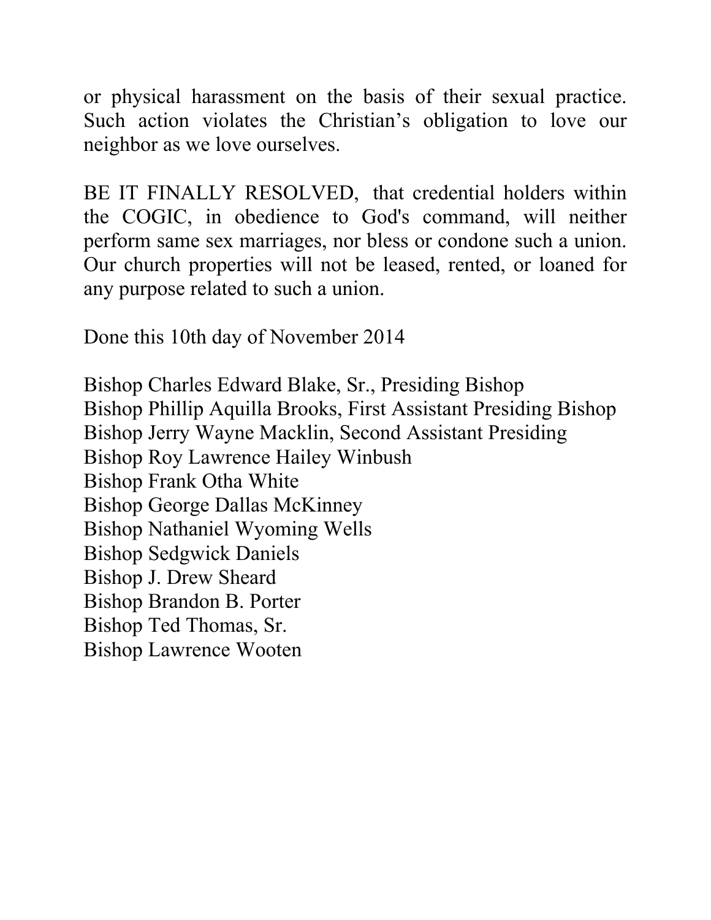or physical harassment on the basis of their sexual practice. Such action violates the Christian's obligation to love our neighbor as we love ourselves.

BE IT FINALLY RESOLVED, that credential holders within the COGIC, in obedience to God's command, will neither perform same sex marriages, nor bless or condone such a union. Our church properties will not be leased, rented, or loaned for any purpose related to such a union.

Done this 10th day of November 2014

Bishop Charles Edward Blake, Sr., Presiding Bishop
Bishop Phillip Aquilla Brooks, First Assistant Presiding Bishop
Bishop Jerry Wayne Macklin, Second Assistant Presiding
Bishop Roy Lawrence Hailey Winbush
Bishop Frank Otha White
Bishop George Dallas McKinney
Bishop Nathaniel Wyoming Wells
Bishop Sedgwick Daniels
Bishop J. Drew Sheard
Bishop Brandon B. Porter
Bishop Ted Thomas, Sr.
Bishop Lawrence Wooten